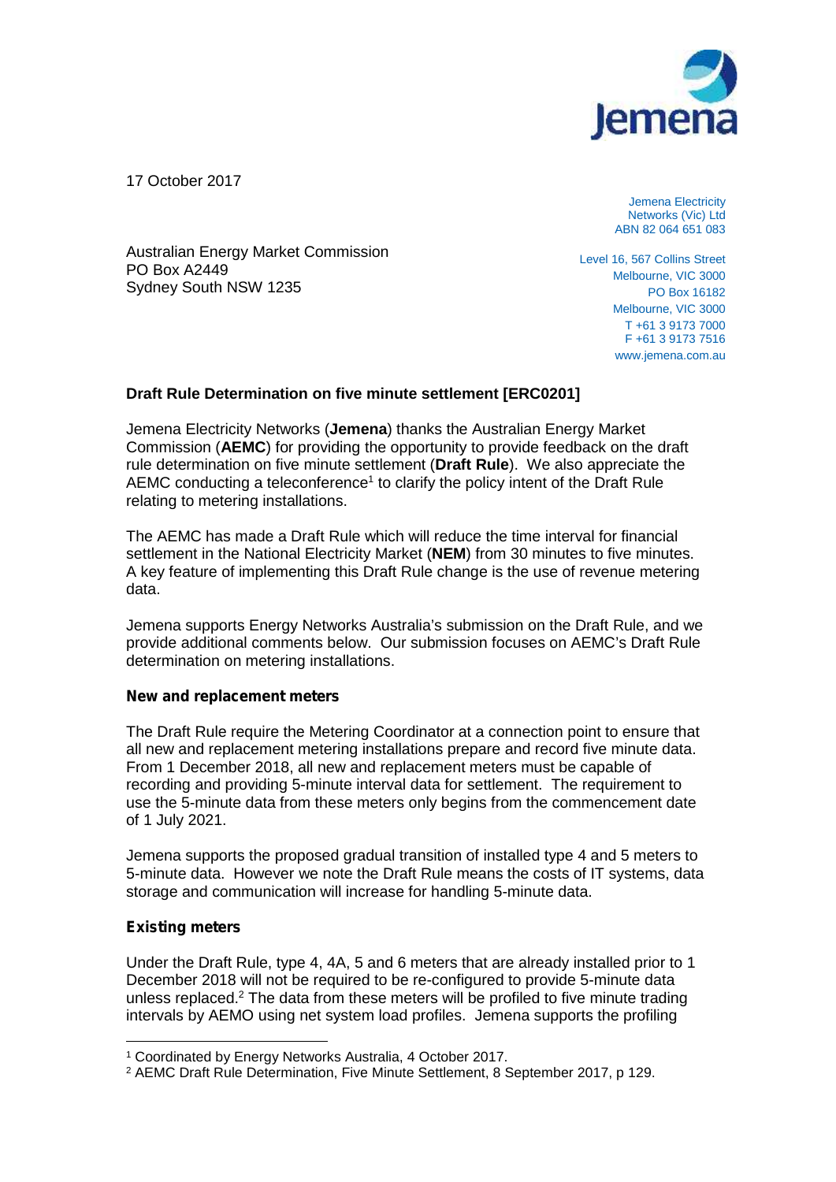17 October 2017

Jemena Electricity Networks (Vic) Ltd
ABN 82 064 651 083

Level 16, 567 Collins Street
Melbourne, VIC 3000
PO Box 16182
Melbourne, VIC 3000
T +61 3 9173 7000
F +61 3 9173 7516
www.jemena.com.au

Australian Energy Market Commission
PO Box A2449
Sydney South NSW 1235

**Draft Rule Determination on five minute settlement [ERC0201]**

Jemena Electricity Networks (**Jemena**) thanks the Australian Energy Market Commission (**AEMC**) for providing the opportunity to provide feedback on the draft rule determination on five minute settlement (**Draft Rule**). We also appreciate the AEMC conducting a teleconference[1] to clarify the policy intent of the Draft Rule relating to metering installations.

The AEMC has made a Draft Rule which will reduce the time interval for financial settlement in the National Electricity Market (**NEM**) from 30 minutes to five minutes. A key feature of implementing this Draft Rule change is the use of revenue metering data.

Jemena supports Energy Networks Australia's submission on the Draft Rule, and we provide additional comments below. Our submission focuses on AEMC's Draft Rule determination on metering installations.

**New and replacement meters**

The Draft Rule require the Metering Coordinator at a connection point to ensure that all new and replacement metering installations prepare and record five minute data. From 1 December 2018, all new and replacement meters must be capable of recording and providing 5-minute interval data for settlement. The requirement to use the 5-minute data from these meters only begins from the commencement date of 1 July 2021.

Jemena supports the proposed gradual transition of installed type 4 and 5 meters to 5-minute data. However we note the Draft Rule means the costs of IT systems, data storage and communication will increase for handling 5-minute data.

**Existing meters**

Under the Draft Rule, type 4, 4A, 5 and 6 meters that are already installed prior to 1 December 2018 will not be required to be re-configured to provide 5-minute data unless replaced.[2] The data from these meters will be profiled to five minute trading intervals by AEMO using net system load profiles. Jemena supports the profiling

[1] Coordinated by Energy Networks Australia, 4 October 2017.

[2] AEMC Draft Rule Determination, Five Minute Settlement, 8 September 2017, p 129.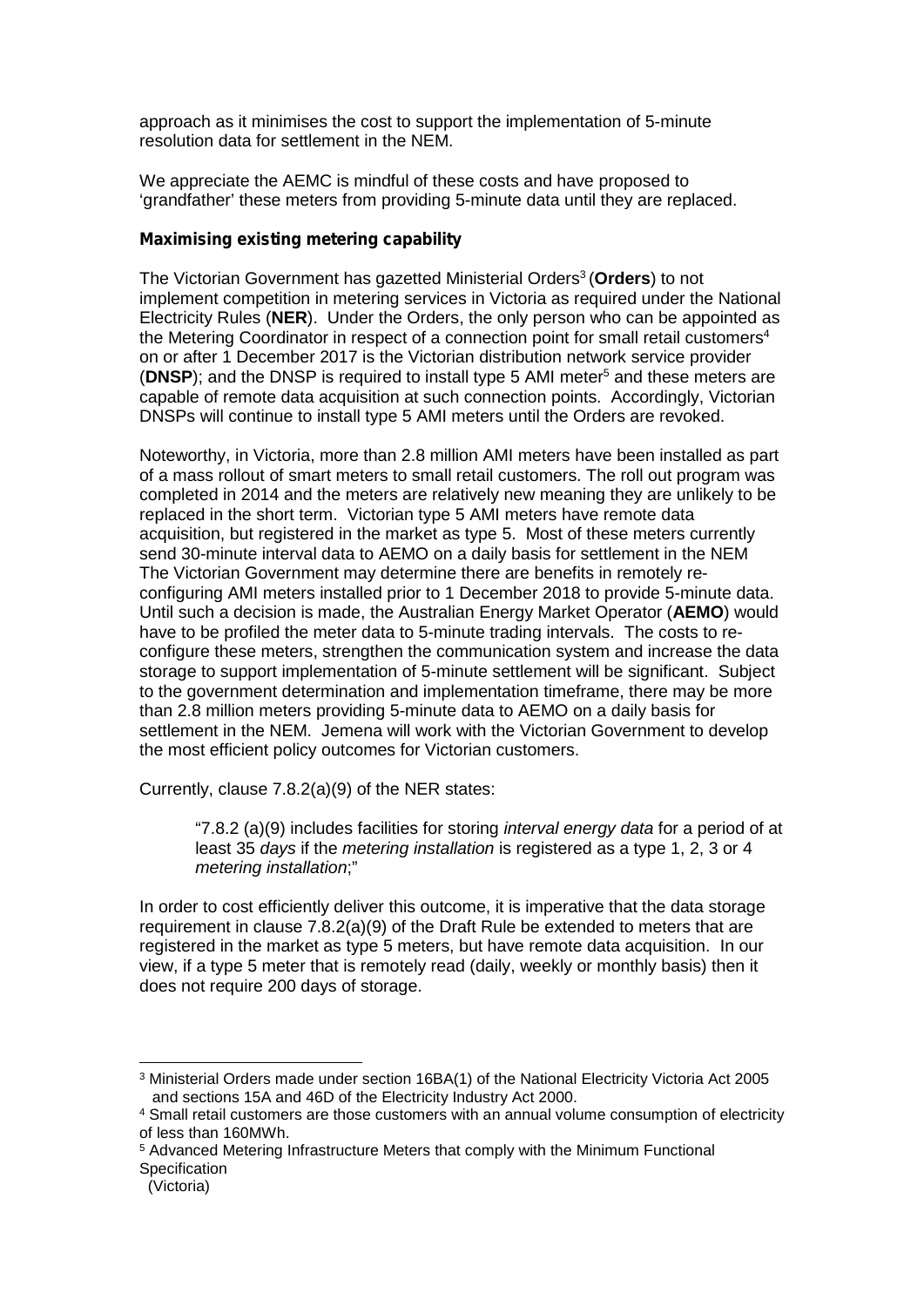approach as it minimises the cost to support the implementation of 5-minute resolution data for settlement in the NEM.

We appreciate the AEMC is mindful of these costs and have proposed to 'grandfather' these meters from providing 5-minute data until they are replaced.

### Maximising existing metering capability

The Victorian Government has gazetted Ministerial Orders[3] (**Orders**) to not implement competition in metering services in Victoria as required under the National Electricity Rules (**NER**). Under the Orders, the only person who can be appointed as the Metering Coordinator in respect of a connection point for small retail customers[4] on or after 1 December 2017 is the Victorian distribution network service provider (**DNSP**); and the DNSP is required to install type 5 AMI meter[5] and these meters are capable of remote data acquisition at such connection points. Accordingly, Victorian DNSPs will continue to install type 5 AMI meters until the Orders are revoked.

Noteworthy, in Victoria, more than 2.8 million AMI meters have been installed as part of a mass rollout of smart meters to small retail customers. The roll out program was completed in 2014 and the meters are relatively new meaning they are unlikely to be replaced in the short term. Victorian type 5 AMI meters have remote data acquisition, but registered in the market as type 5. Most of these meters currently send 30-minute interval data to AEMO on a daily basis for settlement in the NEM The Victorian Government may determine there are benefits in remotely re-configuring AMI meters installed prior to 1 December 2018 to provide 5-minute data. Until such a decision is made, the Australian Energy Market Operator (**AEMO**) would have to be profiled the meter data to 5-minute trading intervals. The costs to re-configure these meters, strengthen the communication system and increase the data storage to support implementation of 5-minute settlement will be significant. Subject to the government determination and implementation timeframe, there may be more than 2.8 million meters providing 5-minute data to AEMO on a daily basis for settlement in the NEM. Jemena will work with the Victorian Government to develop the most efficient policy outcomes for Victorian customers.

Currently, clause 7.8.2(a)(9) of the NER states:

> "7.8.2 (a)(9) includes facilities for storing *interval energy data* for a period of at least 35 *days* if the *metering installation* is registered as a type 1, 2, 3 or 4 *metering installation*;"

In order to cost efficiently deliver this outcome, it is imperative that the data storage requirement in clause 7.8.2(a)(9) of the Draft Rule be extended to meters that are registered in the market as type 5 meters, but have remote data acquisition. In our view, if a type 5 meter that is remotely read (daily, weekly or monthly basis) then it does not require 200 days of storage.

---

[3] Ministerial Orders made under section 16BA(1) of the National Electricity Victoria Act 2005 and sections 15A and 46D of the Electricity Industry Act 2000.

[4] Small retail customers are those customers with an annual volume consumption of electricity of less than 160MWh.

[5] Advanced Metering Infrastructure Meters that comply with the Minimum Functional Specification (Victoria)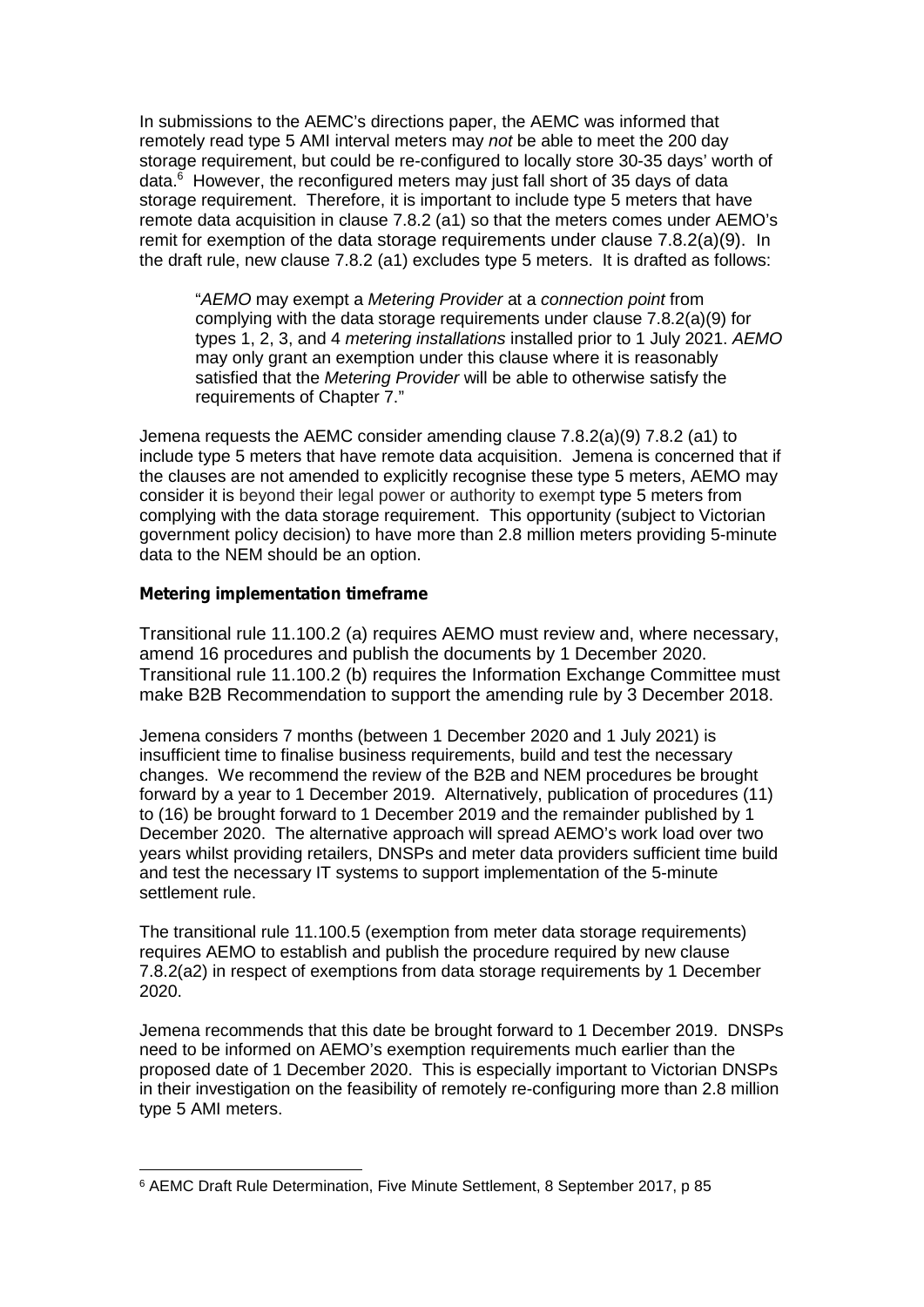In submissions to the AEMC's directions paper, the AEMC was informed that remotely read type 5 AMI interval meters may *not* be able to meet the 200 day storage requirement, but could be re-configured to locally store 30-35 days' worth of data.[6] However, the reconfigured meters may just fall short of 35 days of data storage requirement. Therefore, it is important to include type 5 meters that have remote data acquisition in clause 7.8.2 (a1) so that the meters comes under AEMO's remit for exemption of the data storage requirements under clause 7.8.2(a)(9). In the draft rule, new clause 7.8.2 (a1) excludes type 5 meters. It is drafted as follows:

> "*AEMO* may exempt a *Metering Provider* at a *connection point* from complying with the data storage requirements under clause 7.8.2(a)(9) for types 1, 2, 3, and 4 *metering installations* installed prior to 1 July 2021. *AEMO* may only grant an exemption under this clause where it is reasonably satisfied that the *Metering Provider* will be able to otherwise satisfy the requirements of Chapter 7."

Jemena requests the AEMC consider amending clause 7.8.2(a)(9) 7.8.2 (a1) to include type 5 meters that have remote data acquisition. Jemena is concerned that if the clauses are not amended to explicitly recognise these type 5 meters, AEMO may consider it is beyond their legal power or authority to exempt type 5 meters from complying with the data storage requirement. This opportunity (subject to Victorian government policy decision) to have more than 2.8 million meters providing 5-minute data to the NEM should be an option.

**Metering implementation timeframe**

Transitional rule 11.100.2 (a) requires AEMO must review and, where necessary, amend 16 procedures and publish the documents by 1 December 2020. Transitional rule 11.100.2 (b) requires the Information Exchange Committee must make B2B Recommendation to support the amending rule by 3 December 2018.

Jemena considers 7 months (between 1 December 2020 and 1 July 2021) is insufficient time to finalise business requirements, build and test the necessary changes. We recommend the review of the B2B and NEM procedures be brought forward by a year to 1 December 2019. Alternatively, publication of procedures (11) to (16) be brought forward to 1 December 2019 and the remainder published by 1 December 2020. The alternative approach will spread AEMO's work load over two years whilst providing retailers, DNSPs and meter data providers sufficient time build and test the necessary IT systems to support implementation of the 5-minute settlement rule.

The transitional rule 11.100.5 (exemption from meter data storage requirements) requires AEMO to establish and publish the procedure required by new clause 7.8.2(a2) in respect of exemptions from data storage requirements by 1 December 2020.

Jemena recommends that this date be brought forward to 1 December 2019. DNSPs need to be informed on AEMO's exemption requirements much earlier than the proposed date of 1 December 2020. This is especially important to Victorian DNSPs in their investigation on the feasibility of remotely re-configuring more than 2.8 million type 5 AMI meters.

---

[6] AEMC Draft Rule Determination, Five Minute Settlement, 8 September 2017, p 85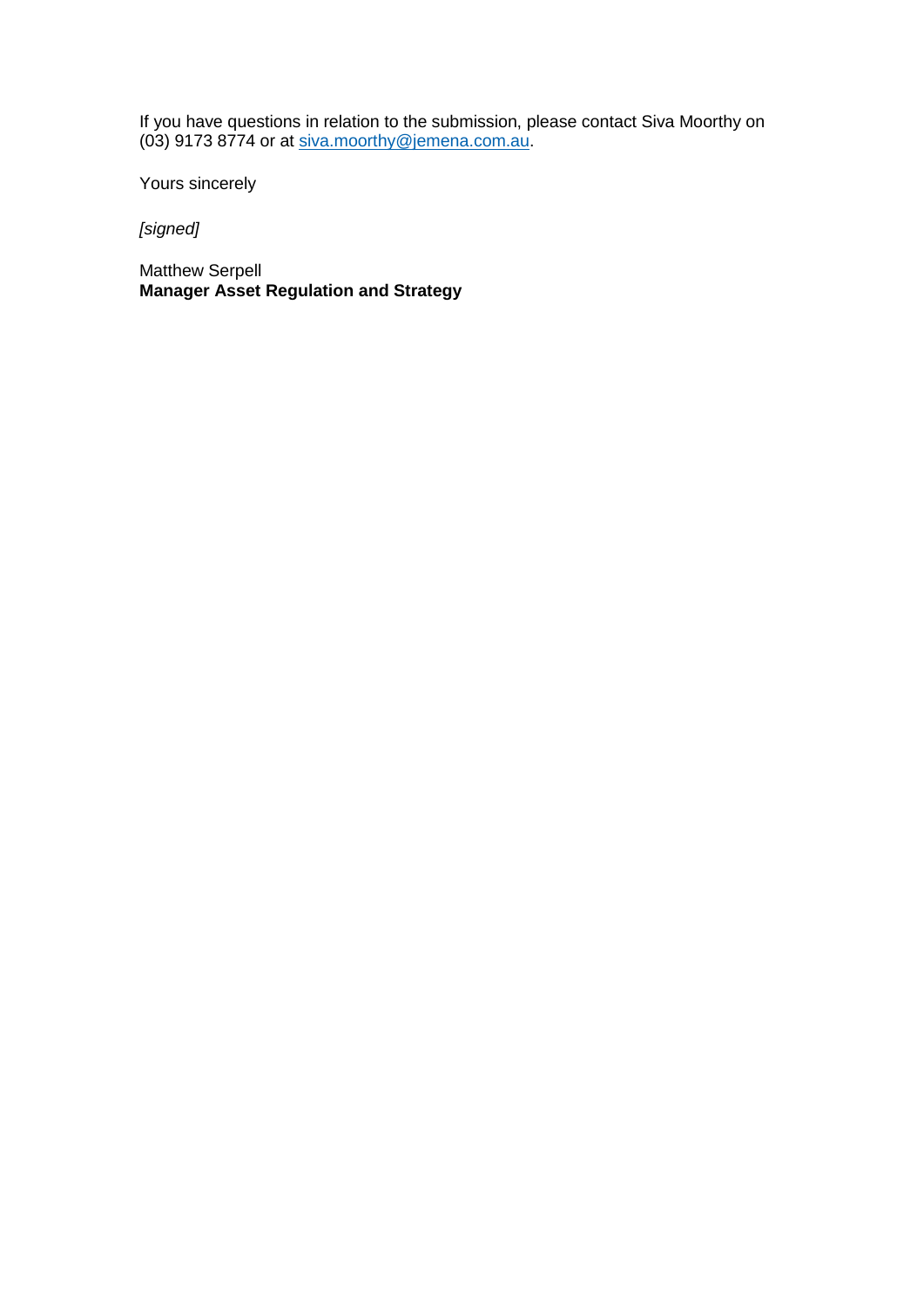If you have questions in relation to the submission, please contact Siva Moorthy on (03) 9173 8774 or at siva.moorthy@jemena.com.au.

Yours sincerely

*[signed]*

Matthew Serpell
**Manager Asset Regulation and Strategy**